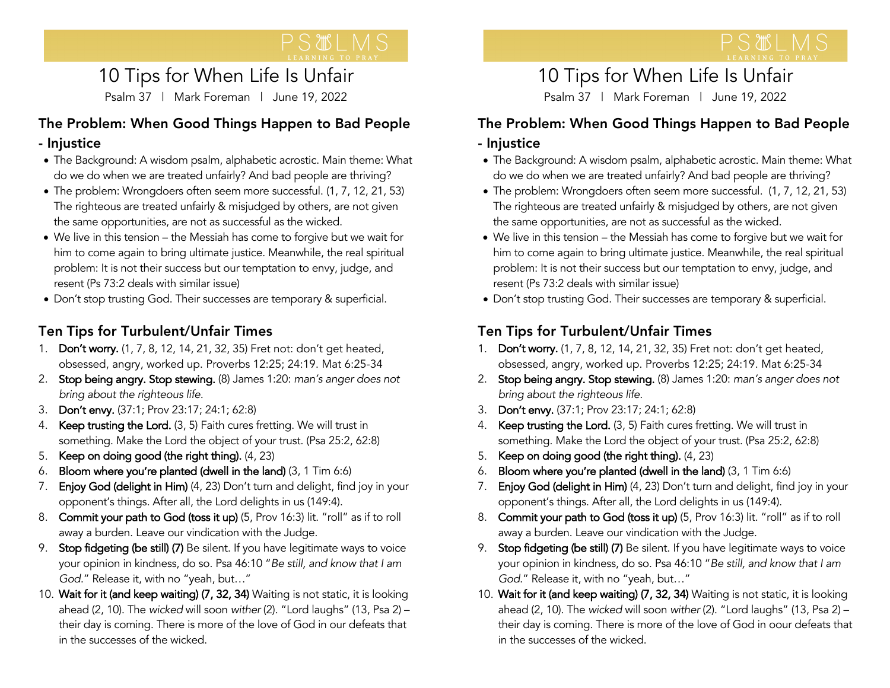# 10 Tips for When Life Is Unfair

Psalm 37 | Mark Foreman | June 19, 2022

## The Problem: When Good Things Happen to Bad People

## - Injustice

- The Background: A wisdom psalm, alphabetic acrostic. Main theme: What do we do when we are treated unfairly? And bad people are thriving?
- The problem: Wrongdoers often seem more successful. (1, 7, 12, 21, 53) The righteous are treated unfairly & misjudged by others, are not given the same opportunities, are not as successful as the wicked.
- We live in this tension – the Messiah has come to forgive but we wait for him to come again to bring ultimate justice. Meanwhile, the real spiritual problem: It is not their success but our temptation to envy, judge, and resent (Ps 73:2 deals with similar issue)
- Don't stop trusting God. Their successes are temporary & superficial.

## Ten Tips for Turbulent/Unfair Times

1. **Don't worry.** (1, 7, 8, 12, 14, 21, 32, 35) Fret not: don't get heated, obsessed, angry, worked up. Proverbs 12:25; 24:19. Mat 6:25-34
2. **Stop being angry. Stop stewing.** (8) James 1:20: *man's anger does not bring about the righteous life.*
3. **Don't envy.** (37:1; Prov 23:17; 24:1; 62:8)
4. **Keep trusting the Lord.** (3, 5) Faith cures fretting. We will trust in something. Make the Lord the object of your trust. (Psa 25:2, 62:8)
5. **Keep on doing good (the right thing).** (4, 23)
6. **Bloom where you're planted (dwell in the land)** (3, 1 Tim 6:6)
7. **Enjoy God (delight in Him)** (4, 23) Don't turn and delight, find joy in your opponent's things. After all, the Lord delights in us (149:4).
8. **Commit your path to God (toss it up)** (5, Prov 16:3) lit. "roll" as if to roll away a burden. Leave our vindication with the Judge.
9. **Stop fidgeting (be still) (7)** Be silent. If you have legitimate ways to voice your opinion in kindness, do so. Psa 46:10 "*Be still, and know that I am God.*" Release it, with no "yeah, but…"
10. **Wait for it (and keep waiting) (7, 32, 34)** Waiting is not static, it is looking ahead (2, 10). The *wicked* will soon *wither* (2). "Lord laughs" (13, Psa 2) – their day is coming. There is more of the love of God in our defeats that in the successes of the wicked.

# 10 Tips for When Life Is Unfair

Psalm 37 | Mark Foreman | June 19, 2022

## The Problem: When Good Things Happen to Bad People

## - Injustice

- The Background: A wisdom psalm, alphabetic acrostic. Main theme: What do we do when we are treated unfairly? And bad people are thriving?
- The problem: Wrongdoers often seem more successful. (1, 7, 12, 21, 53) The righteous are treated unfairly & misjudged by others, are not given the same opportunities, are not as successful as the wicked.
- We live in this tension – the Messiah has come to forgive but we wait for him to come again to bring ultimate justice. Meanwhile, the real spiritual problem: It is not their success but our temptation to envy, judge, and resent (Ps 73:2 deals with similar issue)
- Don't stop trusting God. Their successes are temporary & superficial.

## Ten Tips for Turbulent/Unfair Times

1. **Don't worry.** (1, 7, 8, 12, 14, 21, 32, 35) Fret not: don't get heated, obsessed, angry, worked up. Proverbs 12:25; 24:19. Mat 6:25-34
2. **Stop being angry. Stop stewing.** (8) James 1:20: *man's anger does not bring about the righteous life.*
3. **Don't envy.** (37:1; Prov 23:17; 24:1; 62:8)
4. **Keep trusting the Lord.** (3, 5) Faith cures fretting. We will trust in something. Make the Lord the object of your trust. (Psa 25:2, 62:8)
5. **Keep on doing good (the right thing).** (4, 23)
6. **Bloom where you're planted (dwell in the land)** (3, 1 Tim 6:6)
7. **Enjoy God (delight in Him)** (4, 23) Don't turn and delight, find joy in your opponent's things. After all, the Lord delights in us (149:4).
8. **Commit your path to God (toss it up)** (5, Prov 16:3) lit. "roll" as if to roll away a burden. Leave our vindication with the Judge.
9. **Stop fidgeting (be still) (7)** Be silent. If you have legitimate ways to voice your opinion in kindness, do so. Psa 46:10 "*Be still, and know that I am God.*" Release it, with no "yeah, but…"
10. **Wait for it (and keep waiting) (7, 32, 34)** Waiting is not static, it is looking ahead (2, 10). The *wicked* will soon *wither* (2). "Lord laughs" (13, Psa 2) – their day is coming. There is more of the love of God in oour defeats that in the successes of the wicked.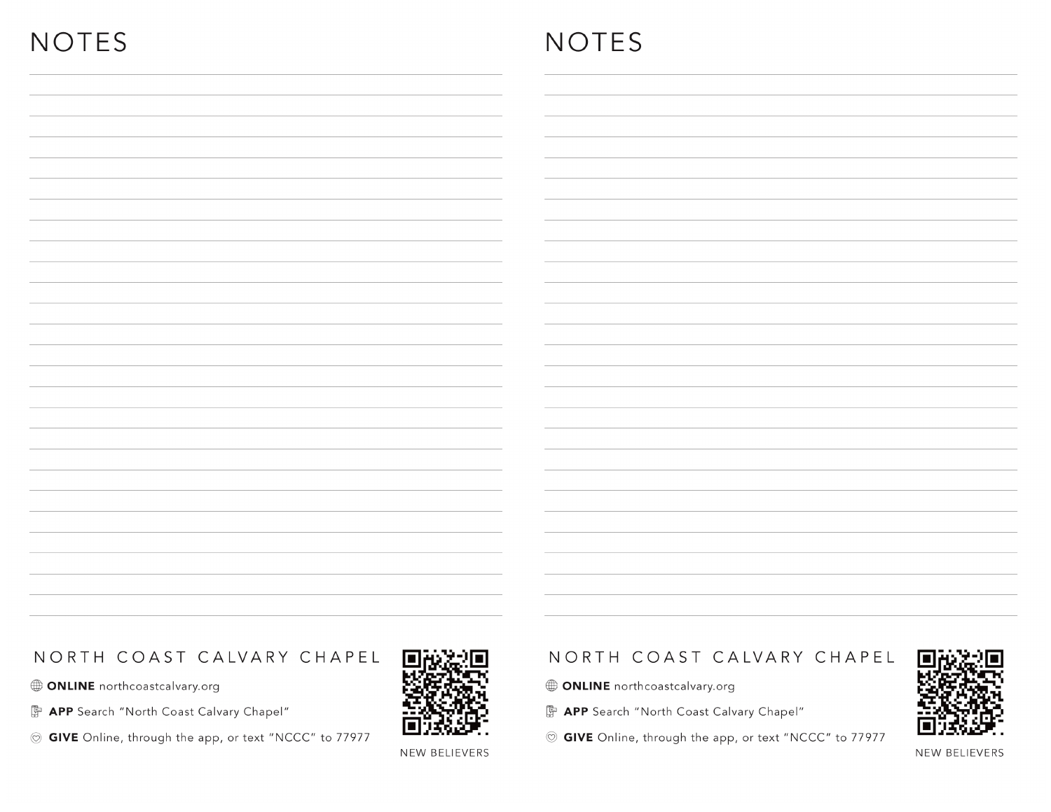# NOTES

NORTH COAST CALVARY CHAPEL

**ONLINE** northcoastcalvary.org

**APP** Search "North Coast Calvary Chapel"

**GIVE** Online, through the app, or text "NCCC" to 77977

NEW BELIEVERS

# NOTES

NORTH COAST CALVARY CHAPEL

**ONLINE** northcoastcalvary.org

**APP** Search "North Coast Calvary Chapel"

**GIVE** Online, through the app, or text "NCCC" to 77977

NEW BELIEVERS